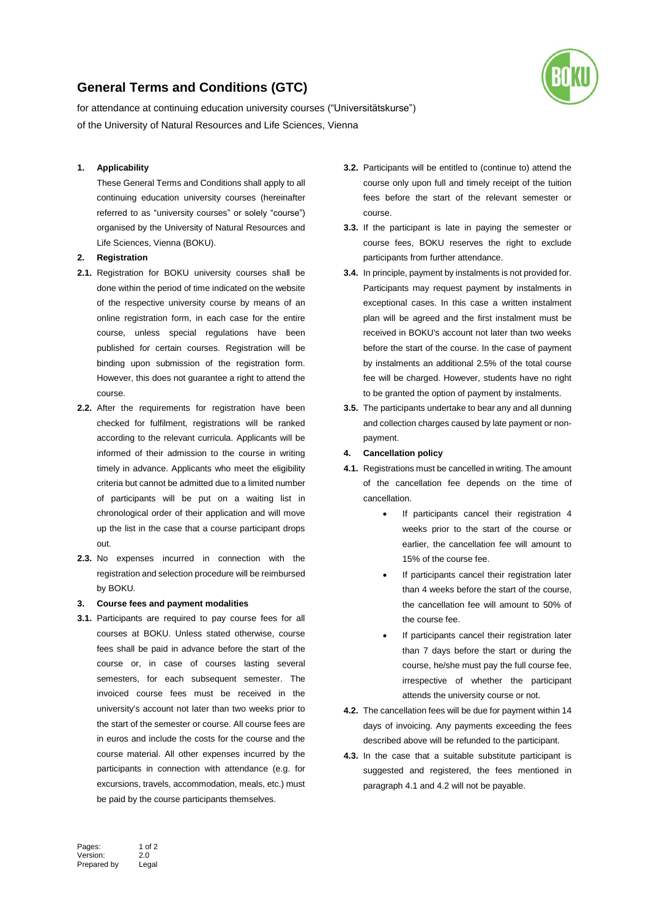# General Terms and Conditions (GTC)

for attendance at continuing education university courses ("Universitätskurse") of the University of Natural Resources and Life Sciences, Vienna

**1. Applicability**

These General Terms and Conditions shall apply to all continuing education university courses (hereinafter referred to as "university courses" or solely "course") organised by the University of Natural Resources and Life Sciences, Vienna (BOKU).

**2. Registration**

**2.1.** Registration for BOKU university courses shall be done within the period of time indicated on the website of the respective university course by means of an online registration form, in each case for the entire course, unless special regulations have been published for certain courses. Registration will be binding upon submission of the registration form. However, this does not guarantee a right to attend the course.

**2.2.** After the requirements for registration have been checked for fulfilment, registrations will be ranked according to the relevant curricula. Applicants will be informed of their admission to the course in writing timely in advance. Applicants who meet the eligibility criteria but cannot be admitted due to a limited number of participants will be put on a waiting list in chronological order of their application and will move up the list in the case that a course participant drops out.

**2.3.** No expenses incurred in connection with the registration and selection procedure will be reimbursed by BOKU.

**3. Course fees and payment modalities**

**3.1.** Participants are required to pay course fees for all courses at BOKU. Unless stated otherwise, course fees shall be paid in advance before the start of the course or, in case of courses lasting several semesters, for each subsequent semester. The invoiced course fees must be received in the university's account not later than two weeks prior to the start of the semester or course. All course fees are in euros and include the costs for the course and the course material. All other expenses incurred by the participants in connection with attendance (e.g. for excursions, travels, accommodation, meals, etc.) must be paid by the course participants themselves.

**3.2.** Participants will be entitled to (continue to) attend the course only upon full and timely receipt of the tuition fees before the start of the relevant semester or course.

**3.3.** If the participant is late in paying the semester or course fees, BOKU reserves the right to exclude participants from further attendance.

**3.4.** In principle, payment by instalments is not provided for. Participants may request payment by instalments in exceptional cases. In this case a written instalment plan will be agreed and the first instalment must be received in BOKU's account not later than two weeks before the start of the course. In the case of payment by instalments an additional 2.5% of the total course fee will be charged. However, students have no right to be granted the option of payment by instalments.

**3.5.** The participants undertake to bear any and all dunning and collection charges caused by late payment or non-payment.

**4. Cancellation policy**

**4.1.** Registrations must be cancelled in writing. The amount of the cancellation fee depends on the time of cancellation.

- If participants cancel their registration 4 weeks prior to the start of the course or earlier, the cancellation fee will amount to 15% of the course fee.
- If participants cancel their registration later than 4 weeks before the start of the course, the cancellation fee will amount to 50% of the course fee.
- If participants cancel their registration later than 7 days before the start or during the course, he/she must pay the full course fee, irrespective of whether the participant attends the university course or not.

**4.2.** The cancellation fees will be due for payment within 14 days of invoicing. Any payments exceeding the fees described above will be refunded to the participant.

**4.3.** In the case that a suitable substitute participant is suggested and registered, the fees mentioned in paragraph 4.1 and 4.2 will not be payable.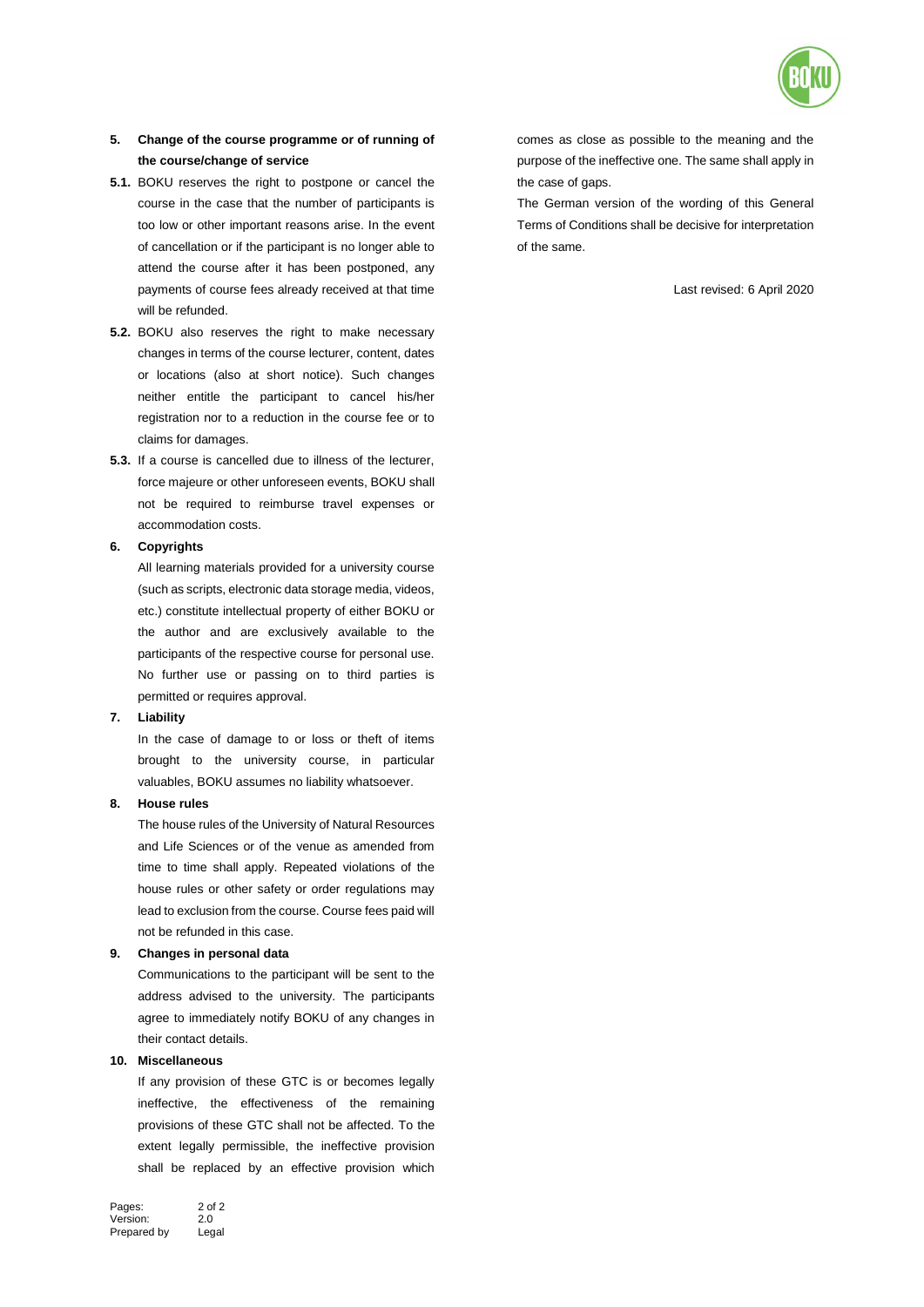## 5. Change of the course programme or of running of the course/change of service

**5.1.** BOKU reserves the right to postpone or cancel the course in the case that the number of participants is too low or other important reasons arise. In the event of cancellation or if the participant is no longer able to attend the course after it has been postponed, any payments of course fees already received at that time will be refunded.

**5.2.** BOKU also reserves the right to make necessary changes in terms of the course lecturer, content, dates or locations (also at short notice). Such changes neither entitle the participant to cancel his/her registration nor to a reduction in the course fee or to claims for damages.

**5.3.** If a course is cancelled due to illness of the lecturer, force majeure or other unforeseen events, BOKU shall not be required to reimburse travel expenses or accommodation costs.

## 6. Copyrights

All learning materials provided for a university course (such as scripts, electronic data storage media, videos, etc.) constitute intellectual property of either BOKU or the author and are exclusively available to the participants of the respective course for personal use. No further use or passing on to third parties is permitted or requires approval.

## 7. Liability

In the case of damage to or loss or theft of items brought to the university course, in particular valuables, BOKU assumes no liability whatsoever.

## 8. House rules

The house rules of the University of Natural Resources and Life Sciences or of the venue as amended from time to time shall apply. Repeated violations of the house rules or other safety or order regulations may lead to exclusion from the course. Course fees paid will not be refunded in this case.

## 9. Changes in personal data

Communications to the participant will be sent to the address advised to the university. The participants agree to immediately notify BOKU of any changes in their contact details.

## 10. Miscellaneous

If any provision of these GTC is or becomes legally ineffective, the effectiveness of the remaining provisions of these GTC shall not be affected. To the extent legally permissible, the ineffective provision shall be replaced by an effective provision which comes as close as possible to the meaning and the purpose of the ineffective one. The same shall apply in the case of gaps.

The German version of the wording of this General Terms of Conditions shall be decisive for interpretation of the same.

Last revised: 6 April 2020

Version: 2.0
Prepared by Legal